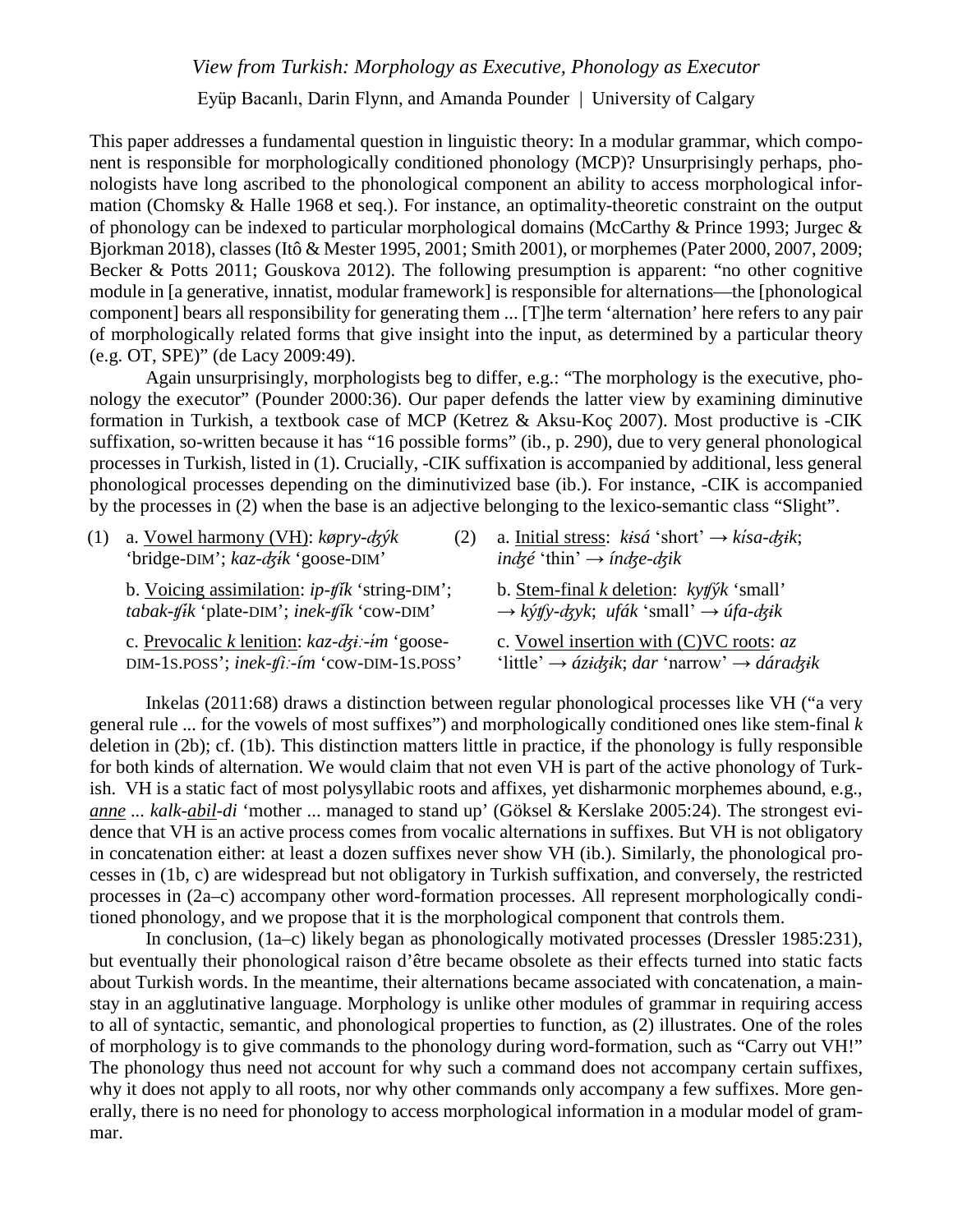*View from Turkish: Morphology as Executive, Phonology as Executor*

Eyüp Bacanlı, Darin Flynn, and Amanda Pounder | University of Calgary

This paper addresses a fundamental question in linguistic theory: In a modular grammar, which component is responsible for morphologically conditioned phonology (MCP)? Unsurprisingly perhaps, phonologists have long ascribed to the phonological component an ability to access morphological information (Chomsky & Halle 1968 et seq.). For instance, an optimality-theoretic constraint on the output of phonology can be indexed to particular morphological domains (McCarthy & Prince 1993; Jurgec & Bjorkman 2018), classes (Itô & Mester 1995, 2001; Smith 2001), or morphemes (Pater 2000, 2007, 2009; Becker & Potts 2011; Gouskova 2012). The following presumption is apparent: "no other cognitive module in [a generative, innatist, modular framework] is responsible for alternations—the [phonological component] bears all responsibility for generating them ... [T]he term 'alternation' here refers to any pair of morphologically related forms that give insight into the input, as determined by a particular theory (e.g. OT, SPE)" (de Lacy 2009:49).

Again unsurprisingly, morphologists beg to differ, e.g.: "The morphology is the executive, phonology the executor" (Pounder 2000:36). Our paper defends the latter view by examining diminutive formation in Turkish, a textbook case of MCP (Ketrez & Aksu-Koç 2007). Most productive is -CIK suffixation, so-written because it has "16 possible forms" (ib., p. 290), due to very general phonological processes in Turkish, listed in (1). Crucially, -CIK suffixation is accompanied by additional, less general phonological processes depending on the diminutivized base (ib.). For instance, -CIK is accompanied by the processes in (2) when the base is an adjective belonging to the lexico-semantic class "Slight".

(1) a. Vowel harmony (VH): *køpry-dʒýk* 'bridge-DIM'; *kaz-dʒɨ́k* 'goose-DIM'

b. Voicing assimilation: *ip-ʧík* 'string-DIM'; *tabak-ʧík* 'plate-DIM'; *inek-ʧík* 'cow-DIM'

c. Prevocalic *k* lenition: *kaz-dʒɨː-ɨ́m* 'goose-DIM-1S.POSS'; *inek-ʧiː-ím* 'cow-DIM-1S.POSS'

(2) a. Initial stress: *kɨsá* 'short' → *kɨ́sa-dʒɨk*; *indʒé* 'thin' → *índʒe-dʒik*

b. Stem-final *k* deletion: *kyʧýk* 'small' → *kýʧy-dʒyk*; *ufák* 'small' → *úfa-dʒɨk*

c. Vowel insertion with (C)VC roots: *az* 'little' → *ázɨdʒɨk*; *dar* 'narrow' → *dáradʒɨk*

Inkelas (2011:68) draws a distinction between regular phonological processes like VH ("a very general rule ... for the vowels of most suffixes") and morphologically conditioned ones like stem-final *k* deletion in (2b); cf. (1b). This distinction matters little in practice, if the phonology is fully responsible for both kinds of alternation. We would claim that not even VH is part of the active phonology of Turkish. VH is a static fact of most polysyllabic roots and affixes, yet disharmonic morphemes abound, e.g., *anne* ... *kalk-abil-di* 'mother ... managed to stand up' (Göksel & Kerslake 2005:24). The strongest evidence that VH is an active process comes from vocalic alternations in suffixes. But VH is not obligatory in concatenation either: at least a dozen suffixes never show VH (ib.). Similarly, the phonological processes in (1b, c) are widespread but not obligatory in Turkish suffixation, and conversely, the restricted processes in (2a–c) accompany other word-formation processes. All represent morphologically conditioned phonology, and we propose that it is the morphological component that controls them.

In conclusion, (1a–c) likely began as phonologically motivated processes (Dressler 1985:231), but eventually their phonological raison d'être became obsolete as their effects turned into static facts about Turkish words. In the meantime, their alternations became associated with concatenation, a mainstay in an agglutinative language. Morphology is unlike other modules of grammar in requiring access to all of syntactic, semantic, and phonological properties to function, as (2) illustrates. One of the roles of morphology is to give commands to the phonology during word-formation, such as "Carry out VH!" The phonology thus need not account for why such a command does not accompany certain suffixes, why it does not apply to all roots, nor why other commands only accompany a few suffixes. More generally, there is no need for phonology to access morphological information in a modular model of grammar.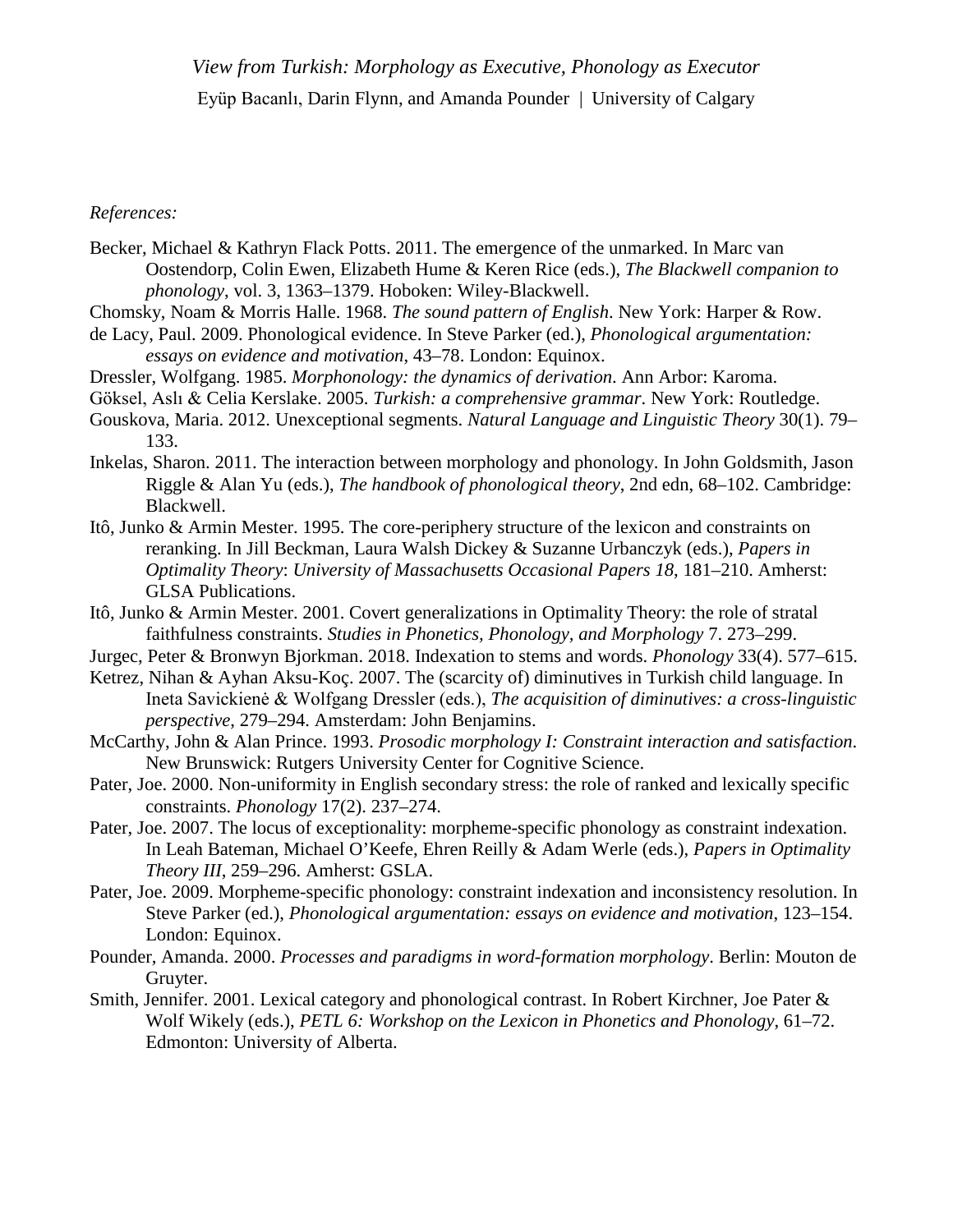*View from Turkish: Morphology as Executive, Phonology as Executor*

Eyüp Bacanlı, Darin Flynn, and Amanda Pounder | University of Calgary

*References:*

Becker, Michael & Kathryn Flack Potts. 2011. The emergence of the unmarked. In Marc van Oostendorp, Colin Ewen, Elizabeth Hume & Keren Rice (eds.), *The Blackwell companion to phonology*, vol. 3, 1363–1379. Hoboken: Wiley-Blackwell.

Chomsky, Noam & Morris Halle. 1968. *The sound pattern of English*. New York: Harper & Row.

de Lacy, Paul. 2009. Phonological evidence. In Steve Parker (ed.), *Phonological argumentation: essays on evidence and motivation*, 43–78. London: Equinox.

Dressler, Wolfgang. 1985. *Morphonology: the dynamics of derivation*. Ann Arbor: Karoma.

Göksel, Aslı & Celia Kerslake. 2005. *Turkish: a comprehensive grammar*. New York: Routledge.

Gouskova, Maria. 2012. Unexceptional segments. *Natural Language and Linguistic Theory* 30(1). 79–133.

Inkelas, Sharon. 2011. The interaction between morphology and phonology. In John Goldsmith, Jason Riggle & Alan Yu (eds.), *The handbook of phonological theory*, 2nd edn, 68–102. Cambridge: Blackwell.

Itô, Junko & Armin Mester. 1995. The core-periphery structure of the lexicon and constraints on reranking. In Jill Beckman, Laura Walsh Dickey & Suzanne Urbanczyk (eds.), *Papers in Optimality Theory*: *University of Massachusetts Occasional Papers 18*, 181–210. Amherst: GLSA Publications.

Itô, Junko & Armin Mester. 2001. Covert generalizations in Optimality Theory: the role of stratal faithfulness constraints. *Studies in Phonetics, Phonology, and Morphology* 7. 273–299.

Jurgec, Peter & Bronwyn Bjorkman. 2018. Indexation to stems and words. *Phonology* 33(4). 577–615.

Ketrez, Nihan & Ayhan Aksu-Koç. 2007. The (scarcity of) diminutives in Turkish child language. In Ineta Savickienė & Wolfgang Dressler (eds.), *The acquisition of diminutives: a cross-linguistic perspective*, 279–294. Amsterdam: John Benjamins.

McCarthy, John & Alan Prince. 1993. *Prosodic morphology I: Constraint interaction and satisfaction*. New Brunswick: Rutgers University Center for Cognitive Science.

Pater, Joe. 2000. Non-uniformity in English secondary stress: the role of ranked and lexically specific constraints. *Phonology* 17(2). 237–274.

Pater, Joe. 2007. The locus of exceptionality: morpheme-specific phonology as constraint indexation. In Leah Bateman, Michael O'Keefe, Ehren Reilly & Adam Werle (eds.), *Papers in Optimality Theory III*, 259–296. Amherst: GSLA.

Pater, Joe. 2009. Morpheme-specific phonology: constraint indexation and inconsistency resolution. In Steve Parker (ed.), *Phonological argumentation: essays on evidence and motivation*, 123–154. London: Equinox.

Pounder, Amanda. 2000. *Processes and paradigms in word-formation morphology*. Berlin: Mouton de Gruyter.

Smith, Jennifer. 2001. Lexical category and phonological contrast. In Robert Kirchner, Joe Pater & Wolf Wikely (eds.), *PETL 6: Workshop on the Lexicon in Phonetics and Phonology*, 61–72. Edmonton: University of Alberta.